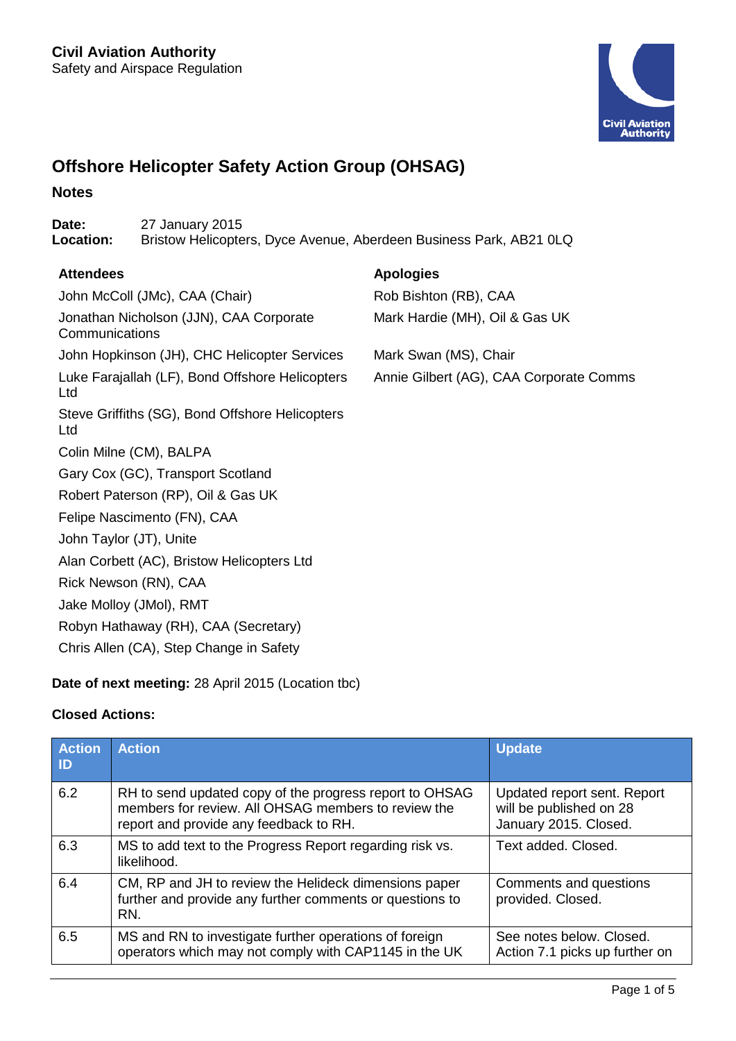**Civil Aviation Authority**
Safety and Airspace Regulation

# Offshore Helicopter Safety Action Group (OHSAG)

## Notes

**Date:** 27 January 2015
**Location:** Bristow Helicopters, Dyce Avenue, Aberdeen Business Park, AB21 0LQ

| Attendees | Apologies |
|---|---|
| John McColl (JMc), CAA (Chair) | Rob Bishton (RB), CAA |
| Jonathan Nicholson (JJN), CAA Corporate Communications | Mark Hardie (MH), Oil & Gas UK |
| John Hopkinson (JH), CHC Helicopter Services | Mark Swan (MS), Chair |
| Luke Farajallah (LF), Bond Offshore Helicopters Ltd | Annie Gilbert (AG), CAA Corporate Comms |
| Steve Griffiths (SG), Bond Offshore Helicopters Ltd | |
| Colin Milne (CM), BALPA | |
| Gary Cox (GC), Transport Scotland | |
| Robert Paterson (RP), Oil & Gas UK | |
| Felipe Nascimento (FN), CAA | |
| John Taylor (JT), Unite | |
| Alan Corbett (AC), Bristow Helicopters Ltd | |
| Rick Newson (RN), CAA | |
| Jake Molloy (JMol), RMT | |
| Robyn Hathaway (RH), CAA (Secretary) | |
| Chris Allen (CA), Step Change in Safety | |

**Date of next meeting:** 28 April 2015 (Location tbc)

**Closed Actions:**

| Action ID | Action | Update |
|---|---|---|
| 6.2 | RH to send updated copy of the progress report to OHSAG members for review. All OHSAG members to review the report and provide any feedback to RH. | Updated report sent. Report will be published on 28 January 2015. Closed. |
| 6.3 | MS to add text to the Progress Report regarding risk vs. likelihood. | Text added. Closed. |
| 6.4 | CM, RP and JH to review the Helideck dimensions paper further and provide any further comments or questions to RN. | Comments and questions provided. Closed. |
| 6.5 | MS and RN to investigate further operations of foreign operators which may not comply with CAP1145 in the UK | See notes below. Closed. Action 7.1 picks up further on |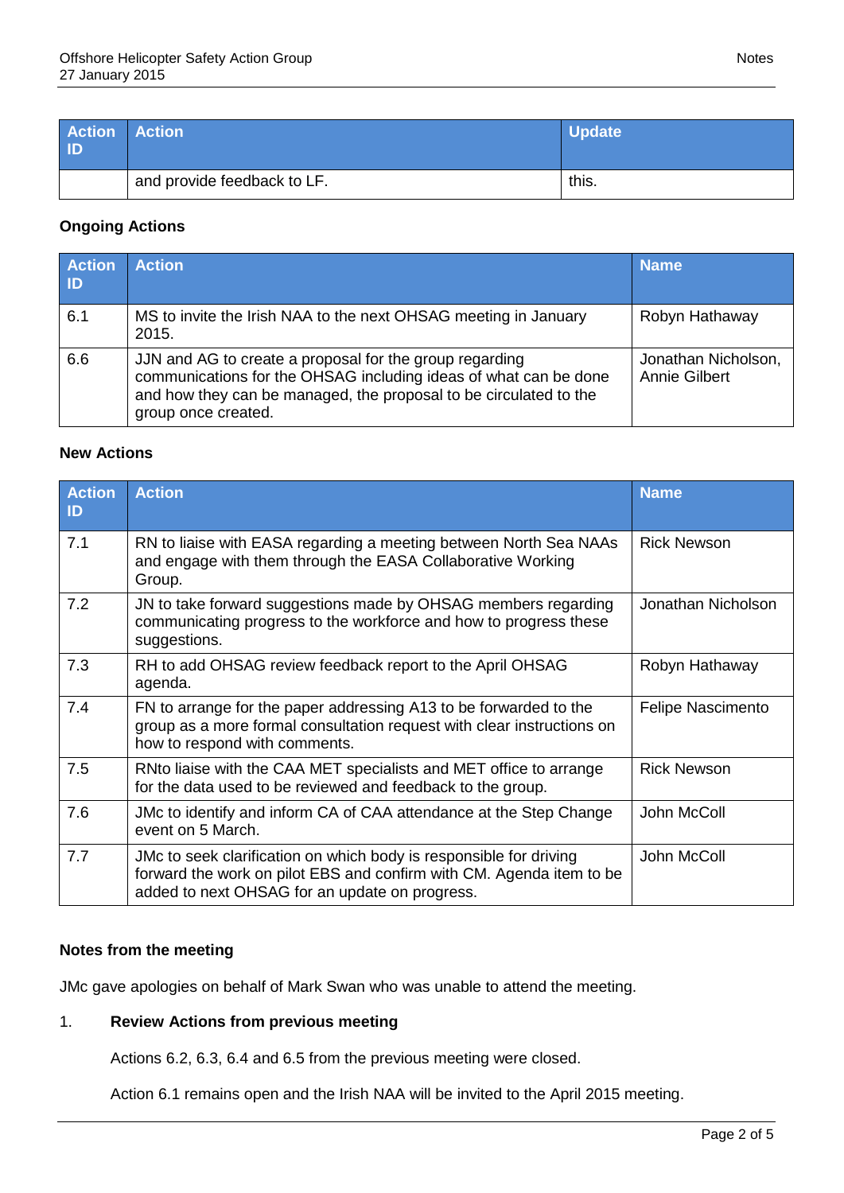| Action ID | Action | Update |
|---|---|---|
| | and provide feedback to LF. | this. |

**Ongoing Actions**

| Action ID | Action | Name |
|---|---|---|
| 6.1 | MS to invite the Irish NAA to the next OHSAG meeting in January 2015. | Robyn Hathaway |
| 6.6 | JJN and AG to create a proposal for the group regarding communications for the OHSAG including ideas of what can be done and how they can be managed, the proposal to be circulated to the group once created. | Jonathan Nicholson, Annie Gilbert |

**New Actions**

| Action ID | Action | Name |
|---|---|---|
| 7.1 | RN to liaise with EASA regarding a meeting between North Sea NAAs and engage with them through the EASA Collaborative Working Group. | Rick Newson |
| 7.2 | JN to take forward suggestions made by OHSAG members regarding communicating progress to the workforce and how to progress these suggestions. | Jonathan Nicholson |
| 7.3 | RH to add OHSAG review feedback report to the April OHSAG agenda. | Robyn Hathaway |
| 7.4 | FN to arrange for the paper addressing A13 to be forwarded to the group as a more formal consultation request with clear instructions on how to respond with comments. | Felipe Nascimento |
| 7.5 | RNto liaise with the CAA MET specialists and MET office to arrange for the data used to be reviewed and feedback to the group. | Rick Newson |
| 7.6 | JMc to identify and inform CA of CAA attendance at the Step Change event on 5 March. | John McColl |
| 7.7 | JMc to seek clarification on which body is responsible for driving forward the work on pilot EBS and confirm with CM. Agenda item to be added to next OHSAG for an update on progress. | John McColl |

**Notes from the meeting**

JMc gave apologies on behalf of Mark Swan who was unable to attend the meeting.

1. **Review Actions from previous meeting**

   Actions 6.2, 6.3, 6.4 and 6.5 from the previous meeting were closed.

   Action 6.1 remains open and the Irish NAA will be invited to the April 2015 meeting.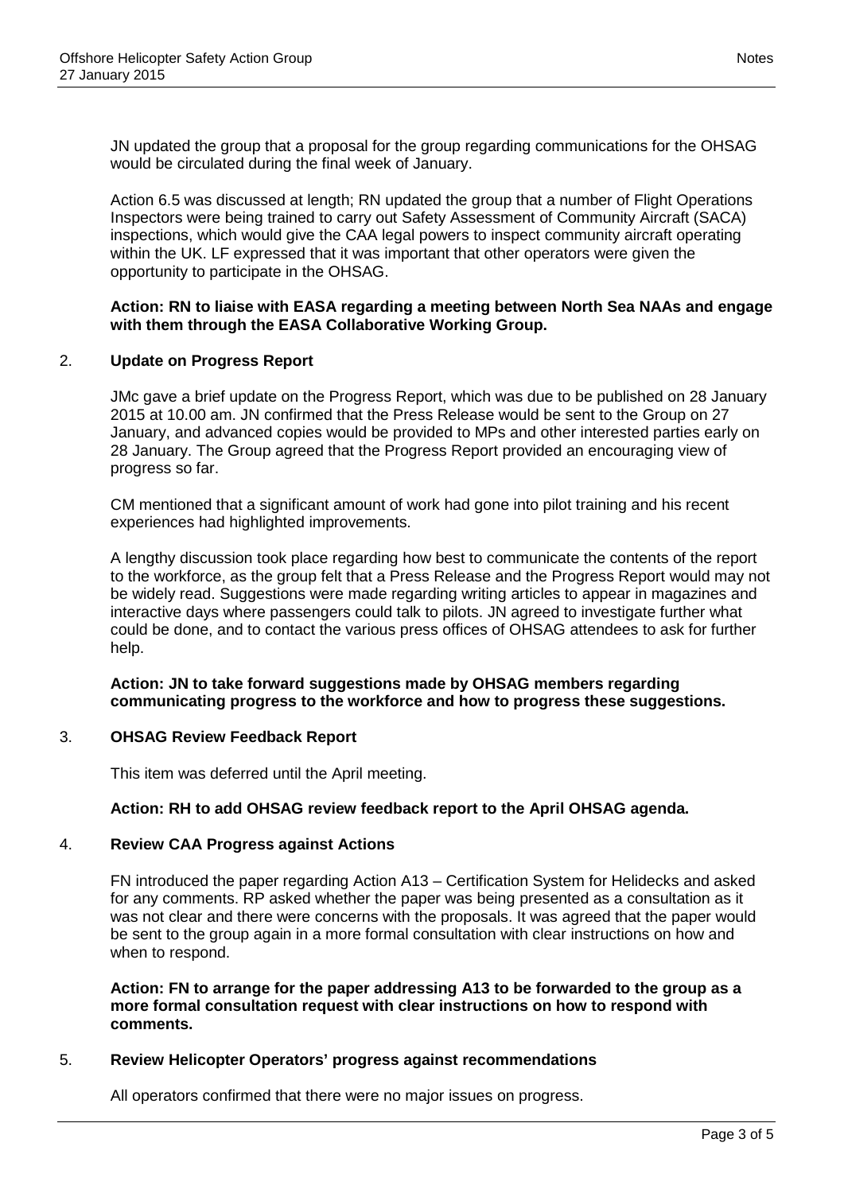JN updated the group that a proposal for the group regarding communications for the OHSAG would be circulated during the final week of January.

Action 6.5 was discussed at length; RN updated the group that a number of Flight Operations Inspectors were being trained to carry out Safety Assessment of Community Aircraft (SACA) inspections, which would give the CAA legal powers to inspect community aircraft operating within the UK. LF expressed that it was important that other operators were given the opportunity to participate in the OHSAG.

**Action: RN to liaise with EASA regarding a meeting between North Sea NAAs and engage with them through the EASA Collaborative Working Group.**

## 2. Update on Progress Report

JMc gave a brief update on the Progress Report, which was due to be published on 28 January 2015 at 10.00 am. JN confirmed that the Press Release would be sent to the Group on 27 January, and advanced copies would be provided to MPs and other interested parties early on 28 January. The Group agreed that the Progress Report provided an encouraging view of progress so far.

CM mentioned that a significant amount of work had gone into pilot training and his recent experiences had highlighted improvements.

A lengthy discussion took place regarding how best to communicate the contents of the report to the workforce, as the group felt that a Press Release and the Progress Report would may not be widely read. Suggestions were made regarding writing articles to appear in magazines and interactive days where passengers could talk to pilots. JN agreed to investigate further what could be done, and to contact the various press offices of OHSAG attendees to ask for further help.

**Action: JN to take forward suggestions made by OHSAG members regarding communicating progress to the workforce and how to progress these suggestions.**

## 3. OHSAG Review Feedback Report

This item was deferred until the April meeting.

**Action: RH to add OHSAG review feedback report to the April OHSAG agenda.**

## 4. Review CAA Progress against Actions

FN introduced the paper regarding Action A13 – Certification System for Helidecks and asked for any comments. RP asked whether the paper was being presented as a consultation as it was not clear and there were concerns with the proposals. It was agreed that the paper would be sent to the group again in a more formal consultation with clear instructions on how and when to respond.

**Action: FN to arrange for the paper addressing A13 to be forwarded to the group as a more formal consultation request with clear instructions on how to respond with comments.**

## 5. Review Helicopter Operators' progress against recommendations

All operators confirmed that there were no major issues on progress.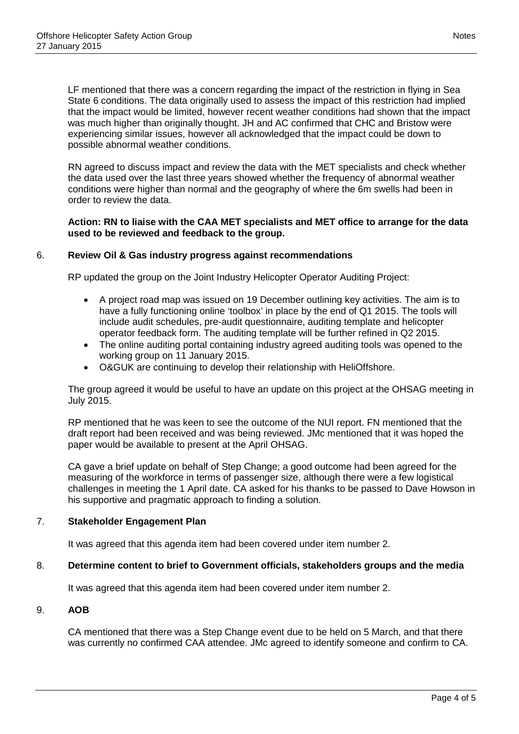LF mentioned that there was a concern regarding the impact of the restriction in flying in Sea State 6 conditions. The data originally used to assess the impact of this restriction had implied that the impact would be limited, however recent weather conditions had shown that the impact was much higher than originally thought. JH and AC confirmed that CHC and Bristow were experiencing similar issues, however all acknowledged that the impact could be down to possible abnormal weather conditions.

RN agreed to discuss impact and review the data with the MET specialists and check whether the data used over the last three years showed whether the frequency of abnormal weather conditions were higher than normal and the geography of where the 6m swells had been in order to review the data.

**Action: RN to liaise with the CAA MET specialists and MET office to arrange for the data used to be reviewed and feedback to the group.**

## 6. Review Oil & Gas industry progress against recommendations

RP updated the group on the Joint Industry Helicopter Operator Auditing Project:

- A project road map was issued on 19 December outlining key activities. The aim is to have a fully functioning online 'toolbox' in place by the end of Q1 2015. The tools will include audit schedules, pre-audit questionnaire, auditing template and helicopter operator feedback form. The auditing template will be further refined in Q2 2015.
- The online auditing portal containing industry agreed auditing tools was opened to the working group on 11 January 2015.
- O&GUK are continuing to develop their relationship with HeliOffshore.

The group agreed it would be useful to have an update on this project at the OHSAG meeting in July 2015.

RP mentioned that he was keen to see the outcome of the NUI report. FN mentioned that the draft report had been received and was being reviewed. JMc mentioned that it was hoped the paper would be available to present at the April OHSAG.

CA gave a brief update on behalf of Step Change; a good outcome had been agreed for the measuring of the workforce in terms of passenger size, although there were a few logistical challenges in meeting the 1 April date. CA asked for his thanks to be passed to Dave Howson in his supportive and pragmatic approach to finding a solution.

## 7. Stakeholder Engagement Plan

It was agreed that this agenda item had been covered under item number 2.

## 8. Determine content to brief to Government officials, stakeholders groups and the media

It was agreed that this agenda item had been covered under item number 2.

## 9. AOB

CA mentioned that there was a Step Change event due to be held on 5 March, and that there was currently no confirmed CAA attendee. JMc agreed to identify someone and confirm to CA.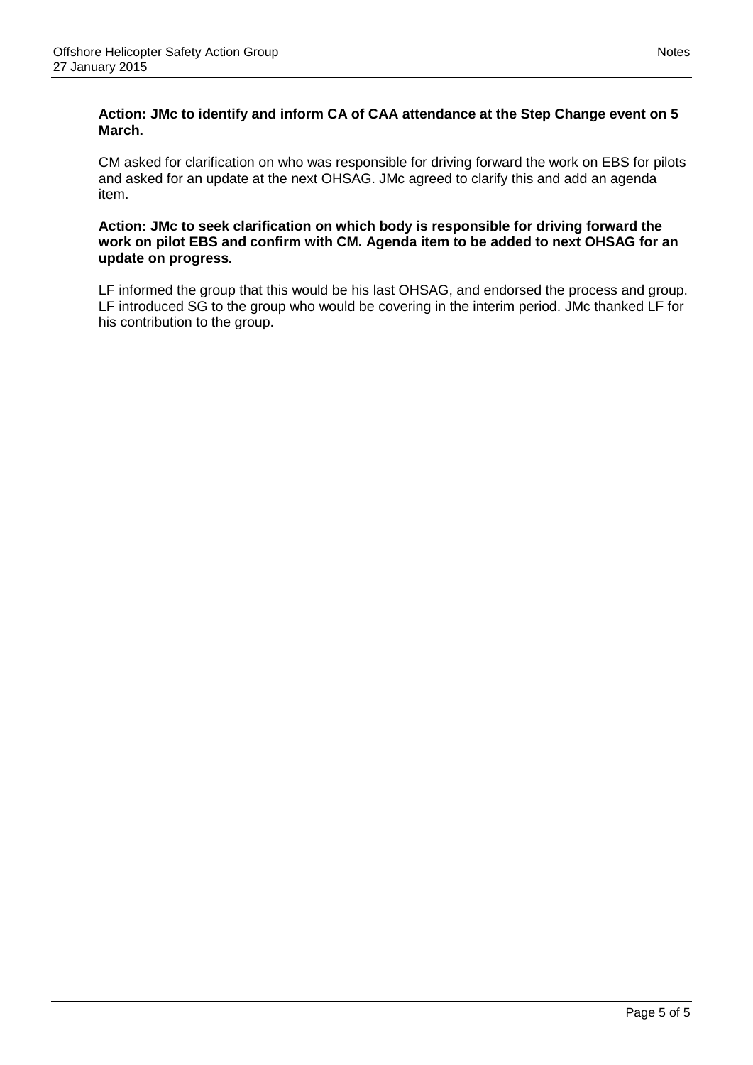**Action: JMc to identify and inform CA of CAA attendance at the Step Change event on 5 March.**

CM asked for clarification on who was responsible for driving forward the work on EBS for pilots and asked for an update at the next OHSAG. JMc agreed to clarify this and add an agenda item.

**Action: JMc to seek clarification on which body is responsible for driving forward the work on pilot EBS and confirm with CM. Agenda item to be added to next OHSAG for an update on progress.**

LF informed the group that this would be his last OHSAG, and endorsed the process and group. LF introduced SG to the group who would be covering in the interim period. JMc thanked LF for his contribution to the group.